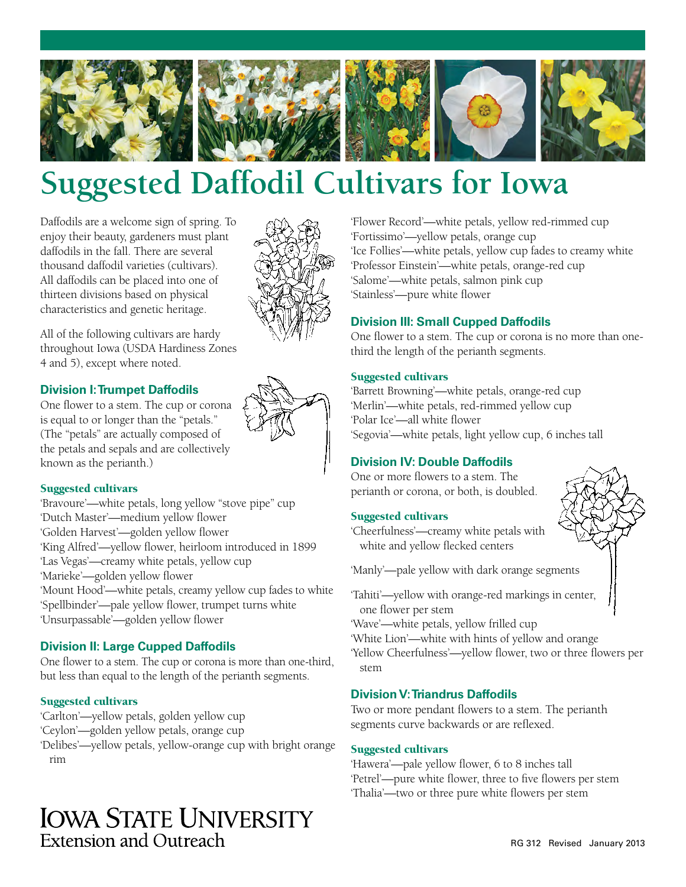# Suggested Daffodil Cultivars for Iowa

Daffodils are a welcome sign of spring. To enjoy their beauty, gardeners must plant daffodils in the fall. There are several thousand daffodil varieties (cultivars). All daffodils can be placed into one of thirteen divisions based on physical characteristics and genetic heritage.

All of the following cultivars are hardy throughout Iowa (USDA Hardiness Zones 4 and 5), except where noted.

## Division I: Trumpet Daffodils

One flower to a stem. The cup or corona is equal to or longer than the "petals." (The "petals" are actually composed of the petals and sepals and are collectively known as the perianth.)

### Suggested cultivars

'Bravoure'—white petals, long yellow "stove pipe" cup
'Dutch Master'—medium yellow flower
'Golden Harvest'—golden yellow flower
'King Alfred'—yellow flower, heirloom introduced in 1899
'Las Vegas'—creamy white petals, yellow cup
'Marieke'—golden yellow flower
'Mount Hood'—white petals, creamy yellow cup fades to white
'Spellbinder'—pale yellow flower, trumpet turns white
'Unsurpassable'—golden yellow flower

## Division II: Large Cupped Daffodils

One flower to a stem. The cup or corona is more than one-third, but less than equal to the length of the perianth segments.

### Suggested cultivars

'Carlton'—yellow petals, golden yellow cup
'Ceylon'—golden yellow petals, orange cup
'Delibes'—yellow petals, yellow-orange cup with bright orange rim
'Flower Record'—white petals, yellow red-rimmed cup
'Fortissimo'—yellow petals, orange cup
'Ice Follies'—white petals, yellow cup fades to creamy white
'Professor Einstein'—white petals, orange-red cup
'Salome'—white petals, salmon pink cup
'Stainless'—pure white flower

## Division III: Small Cupped Daffodils

One flower to a stem. The cup or corona is no more than one-third the length of the perianth segments.

### Suggested cultivars

'Barrett Browning'—white petals, orange-red cup
'Merlin'—white petals, red-rimmed yellow cup
'Polar Ice'—all white flower
'Segovia'—white petals, light yellow cup, 6 inches tall

## Division IV: Double Daffodils

One or more flowers to a stem. The perianth or corona, or both, is doubled.

### Suggested cultivars

'Cheerfulness'—creamy white petals with white and yellow flecked centers

'Manly'—pale yellow with dark orange segments

'Tahiti'—yellow with orange-red markings in center, one flower per stem
'Wave'—white petals, yellow frilled cup
'White Lion'—white with hints of yellow and orange
'Yellow Cheerfulness'—yellow flower, two or three flowers per stem

## Division V: Triandrus Daffodils

Two or more pendant flowers to a stem. The perianth segments curve backwards or are reflexed.

### Suggested cultivars

'Hawera'—pale yellow flower, 6 to 8 inches tall
'Petrel'—pure white flower, three to five flowers per stem
'Thalia'—two or three pure white flowers per stem

IOWA STATE UNIVERSITY
Extension and Outreach

RG 312 Revised January 2013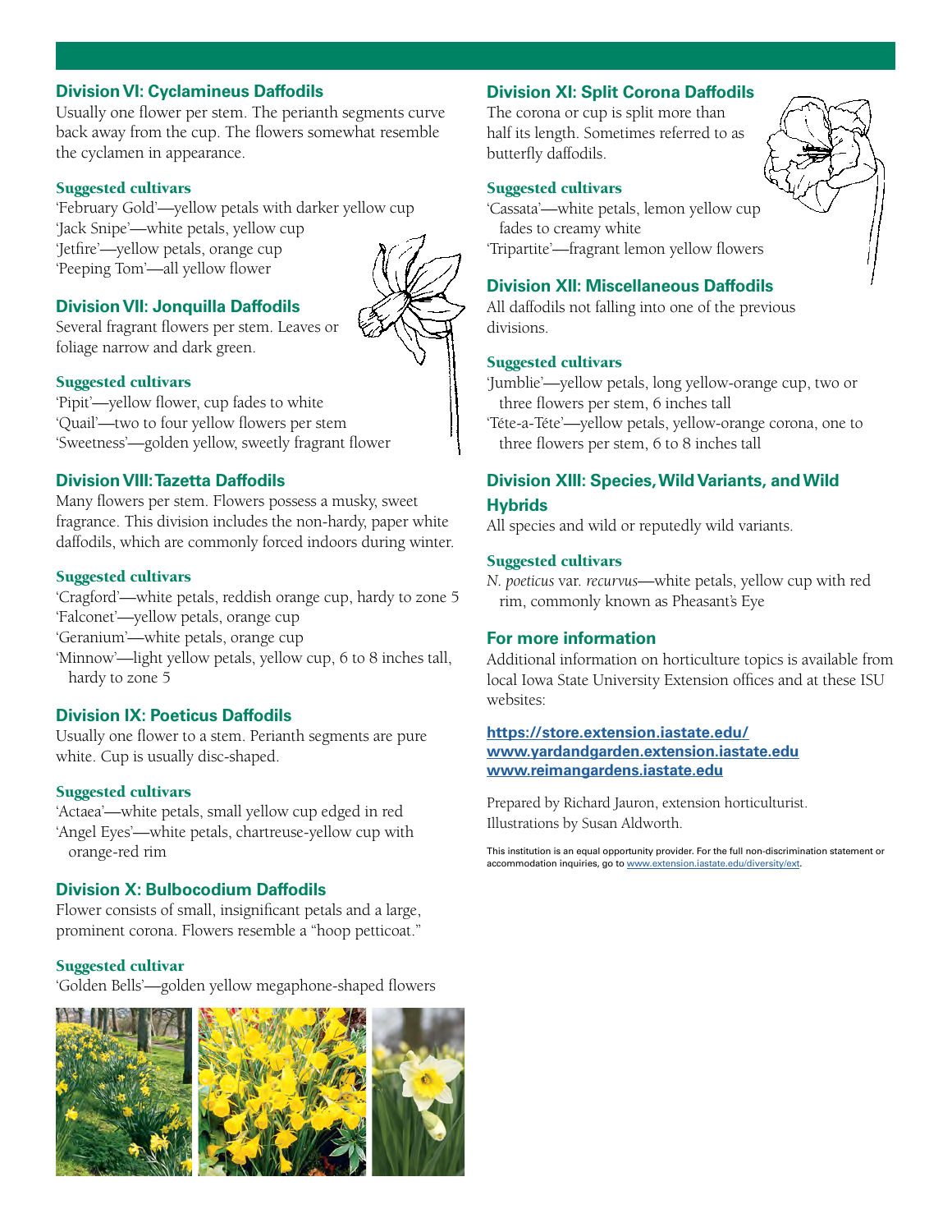## Division VI: Cyclamineus Daffodils

Usually one flower per stem. The perianth segments curve back away from the cup. The flowers somewhat resemble the cyclamen in appearance.

### Suggested cultivars

'February Gold'—yellow petals with darker yellow cup
'Jack Snipe'—white petals, yellow cup
'Jetfire'—yellow petals, orange cup
'Peeping Tom'—all yellow flower

## Division VII: Jonquilla Daffodils

Several fragrant flowers per stem. Leaves or foliage narrow and dark green.

### Suggested cultivars

'Pipit'—yellow flower, cup fades to white
'Quail'—two to four yellow flowers per stem
'Sweetness'—golden yellow, sweetly fragrant flower

## Division VIII: Tazetta Daffodils

Many flowers per stem. Flowers possess a musky, sweet fragrance. This division includes the non-hardy, paper white daffodils, which are commonly forced indoors during winter.

### Suggested cultivars

'Cragford'—white petals, reddish orange cup, hardy to zone 5
'Falconet'—yellow petals, orange cup
'Geranium'—white petals, orange cup
'Minnow'—light yellow petals, yellow cup, 6 to 8 inches tall, hardy to zone 5

## Division IX: Poeticus Daffodils

Usually one flower to a stem. Perianth segments are pure white. Cup is usually disc-shaped.

### Suggested cultivars

'Actaea'—white petals, small yellow cup edged in red
'Angel Eyes'—white petals, chartreuse-yellow cup with orange-red rim

## Division X: Bulbocodium Daffodils

Flower consists of small, insignificant petals and a large, prominent corona. Flowers resemble a "hoop petticoat."

### Suggested cultivar

'Golden Bells'—golden yellow megaphone-shaped flowers

## Division XI: Split Corona Daffodils

The corona or cup is split more than half its length. Sometimes referred to as butterfly daffodils.

### Suggested cultivars

'Cassata'—white petals, lemon yellow cup fades to creamy white
'Tripartite'—fragrant lemon yellow flowers

## Division XII: Miscellaneous Daffodils

All daffodils not falling into one of the previous divisions.

### Suggested cultivars

'Jumblie'—yellow petals, long yellow-orange cup, two or three flowers per stem, 6 inches tall
'Téte-a-Téte'—yellow petals, yellow-orange corona, one to three flowers per stem, 6 to 8 inches tall

## Division XIII: Species, Wild Variants, and Wild Hybrids

All species and wild or reputedly wild variants.

### Suggested cultivars

*N. poeticus* var. *recurvus*—white petals, yellow cup with red rim, commonly known as Pheasant's Eye

## For more information

Additional information on horticulture topics is available from local Iowa State University Extension offices and at these ISU websites:

**https://store.extension.iastate.edu/**
**www.yardandgarden.extension.iastate.edu**
**www.reimangardens.iastate.edu**

Prepared by Richard Jauron, extension horticulturist.
Illustrations by Susan Aldworth.

This institution is an equal opportunity provider. For the full non-discrimination statement or accommodation inquiries, go to www.extension.iastate.edu/diversity/ext.